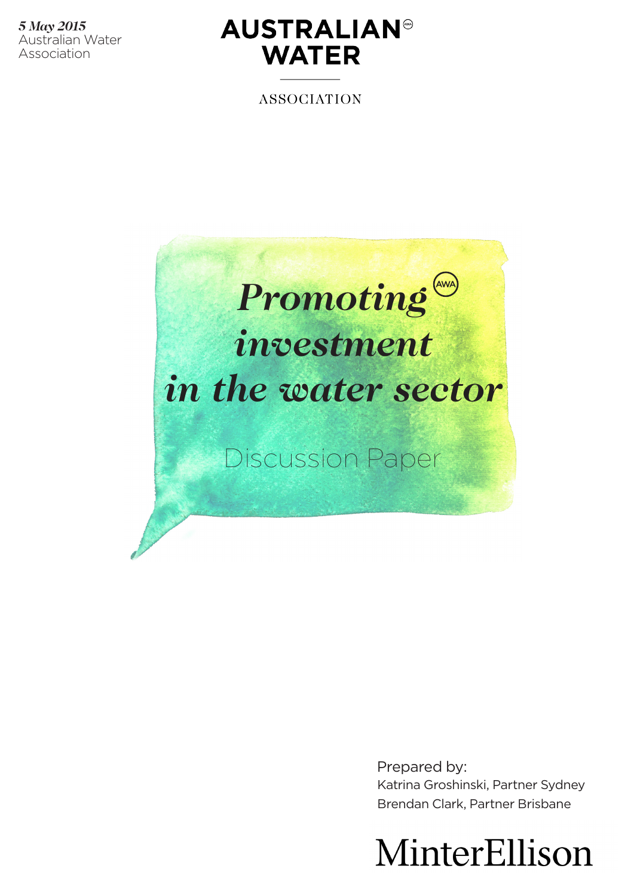*5 May 2015*
Australian Water Association

AUSTRALIAN WATER

ASSOCIATION

# *Promoting investment in the water sector*

Discussion Paper

Prepared by:
Katrina Groshinski, Partner Sydney
Brendan Clark, Partner Brisbane

MinterEllison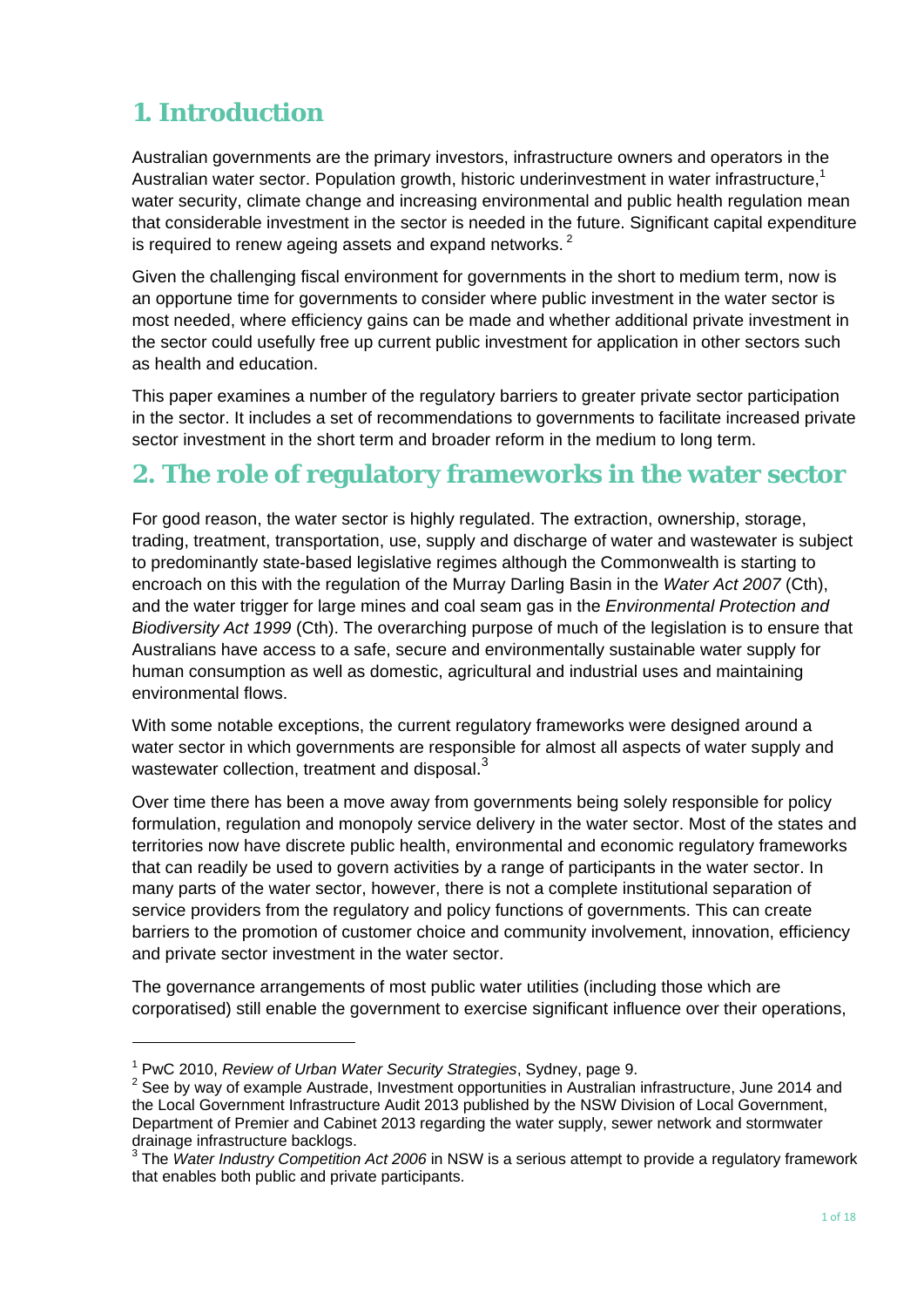# 1. Introduction

Australian governments are the primary investors, infrastructure owners and operators in the Australian water sector. Population growth, historic underinvestment in water infrastructure,[1] water security, climate change and increasing environmental and public health regulation mean that considerable investment in the sector is needed in the future. Significant capital expenditure is required to renew ageing assets and expand networks. [2]

Given the challenging fiscal environment for governments in the short to medium term, now is an opportune time for governments to consider where public investment in the water sector is most needed, where efficiency gains can be made and whether additional private investment in the sector could usefully free up current public investment for application in other sectors such as health and education.

This paper examines a number of the regulatory barriers to greater private sector participation in the sector. It includes a set of recommendations to governments to facilitate increased private sector investment in the short term and broader reform in the medium to long term.

# 2. The role of regulatory frameworks in the water sector

For good reason, the water sector is highly regulated. The extraction, ownership, storage, trading, treatment, transportation, use, supply and discharge of water and wastewater is subject to predominantly state-based legislative regimes although the Commonwealth is starting to encroach on this with the regulation of the Murray Darling Basin in the *Water Act 2007* (Cth), and the water trigger for large mines and coal seam gas in the *Environmental Protection and Biodiversity Act 1999* (Cth). The overarching purpose of much of the legislation is to ensure that Australians have access to a safe, secure and environmentally sustainable water supply for human consumption as well as domestic, agricultural and industrial uses and maintaining environmental flows.

With some notable exceptions, the current regulatory frameworks were designed around a water sector in which governments are responsible for almost all aspects of water supply and wastewater collection, treatment and disposal.[3]

Over time there has been a move away from governments being solely responsible for policy formulation, regulation and monopoly service delivery in the water sector. Most of the states and territories now have discrete public health, environmental and economic regulatory frameworks that can readily be used to govern activities by a range of participants in the water sector. In many parts of the water sector, however, there is not a complete institutional separation of service providers from the regulatory and policy functions of governments. This can create barriers to the promotion of customer choice and community involvement, innovation, efficiency and private sector investment in the water sector.

The governance arrangements of most public water utilities (including those which are corporatised) still enable the government to exercise significant influence over their operations,

---

[1] PwC 2010, *Review of Urban Water Security Strategies*, Sydney, page 9.

[2] See by way of example Austrade, Investment opportunities in Australian infrastructure, June 2014 and the Local Government Infrastructure Audit 2013 published by the NSW Division of Local Government, Department of Premier and Cabinet 2013 regarding the water supply, sewer network and stormwater drainage infrastructure backlogs.

[3] The *Water Industry Competition Act 2006* in NSW is a serious attempt to provide a regulatory framework that enables both public and private participants.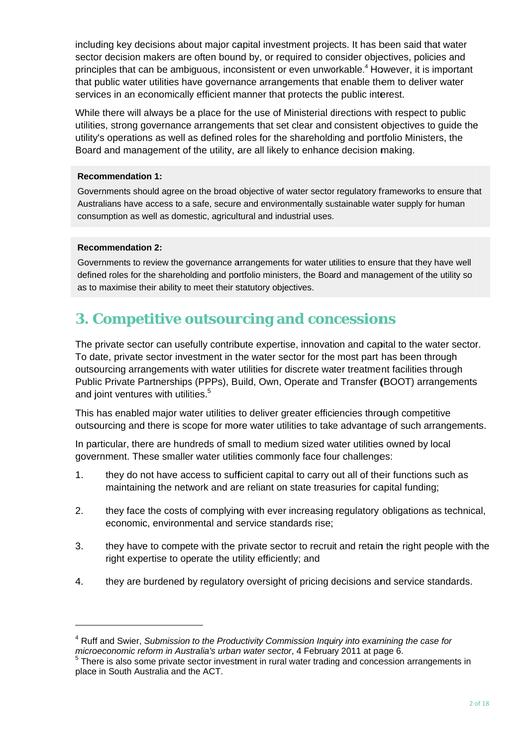including key decisions about major capital investment projects. It has been said that water sector decision makers are often bound by, or required to consider objectives, policies and principles that can be ambiguous, inconsistent or even unworkable.[4] However, it is important that public water utilities have governance arrangements that enable them to deliver water services in an economically efficient manner that protects the public interest.

While there will always be a place for the use of Ministerial directions with respect to public utilities, strong governance arrangements that set clear and consistent objectives to guide the utility's operations as well as defined roles for the shareholding and portfolio Ministers, the Board and management of the utility, are all likely to enhance decision making.

**Recommendation 1:**

Governments should agree on the broad objective of water sector regulatory frameworks to ensure that Australians have access to a safe, secure and environmentally sustainable water supply for human consumption as well as domestic, agricultural and industrial uses.

**Recommendation 2:**

Governments to review the governance arrangements for water utilities to ensure that they have well defined roles for the shareholding and portfolio ministers, the Board and management of the utility so as to maximise their ability to meet their statutory objectives.

## 3. Competitive outsourcing and concessions

The private sector can usefully contribute expertise, innovation and capital to the water sector. To date, private sector investment in the water sector for the most part has been through outsourcing arrangements with water utilities for discrete water treatment facilities through Public Private Partnerships (PPPs), Build, Own, Operate and Transfer (BOOT) arrangements and joint ventures with utilities.[5]

This has enabled major water utilities to deliver greater efficiencies through competitive outsourcing and there is scope for more water utilities to take advantage of such arrangements.

In particular, there are hundreds of small to medium sized water utilities owned by local government. These smaller water utilities commonly face four challenges:

1. they do not have access to sufficient capital to carry out all of their functions such as maintaining the network and are reliant on state treasuries for capital funding;

2. they face the costs of complying with ever increasing regulatory obligations as technical, economic, environmental and service standards rise;

3. they have to compete with the private sector to recruit and retain the right people with the right expertise to operate the utility efficiently; and

4. they are burdened by regulatory oversight of pricing decisions and service standards.

---

[4] Ruff and Swier, *Submission to the Productivity Commission Inquiry into examining the case for microeconomic reform in Australia's urban water sector*, 4 February 2011 at page 6.

[5] There is also some private sector investment in rural water trading and concession arrangements in place in South Australia and the ACT.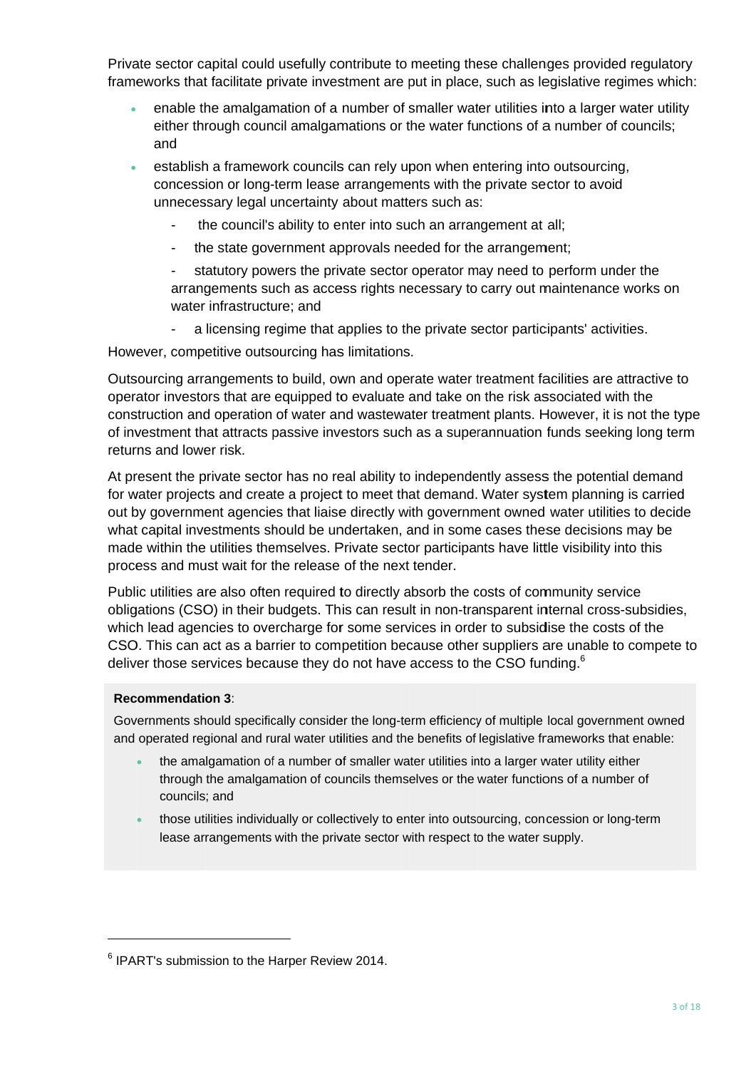Private sector capital could usefully contribute to meeting these challenges provided regulatory frameworks that facilitate private investment are put in place, such as legislative regimes which:

- enable the amalgamation of a number of smaller water utilities into a larger water utility either through council amalgamations or the water functions of a number of councils; and
- establish a framework councils can rely upon when entering into outsourcing, concession or long-term lease arrangements with the private sector to avoid unnecessary legal uncertainty about matters such as:
  - the council's ability to enter into such an arrangement at all;
  - the state government approvals needed for the arrangement;
  - statutory powers the private sector operator may need to perform under the arrangements such as access rights necessary to carry out maintenance works on water infrastructure; and
  - a licensing regime that applies to the private sector participants' activities.

However, competitive outsourcing has limitations.

Outsourcing arrangements to build, own and operate water treatment facilities are attractive to operator investors that are equipped to evaluate and take on the risk associated with the construction and operation of water and wastewater treatment plants. However, it is not the type of investment that attracts passive investors such as a superannuation funds seeking long term returns and lower risk.

At present the private sector has no real ability to independently assess the potential demand for water projects and create a project to meet that demand. Water system planning is carried out by government agencies that liaise directly with government owned water utilities to decide what capital investments should be undertaken, and in some cases these decisions may be made within the utilities themselves. Private sector participants have little visibility into this process and must wait for the release of the next tender.

Public utilities are also often required to directly absorb the costs of community service obligations (CSO) in their budgets. This can result in non-transparent internal cross-subsidies, which lead agencies to overcharge for some services in order to subsidise the costs of the CSO. This can act as a barrier to competition because other suppliers are unable to compete to deliver those services because they do not have access to the CSO funding.[6]

**Recommendation 3**:

Governments should specifically consider the long-term efficiency of multiple local government owned and operated regional and rural water utilities and the benefits of legislative frameworks that enable:

- the amalgamation of a number of smaller water utilities into a larger water utility either through the amalgamation of councils themselves or the water functions of a number of councils; and
- those utilities individually or collectively to enter into outsourcing, concession or long-term lease arrangements with the private sector with respect to the water supply.

[6] IPART's submission to the Harper Review 2014.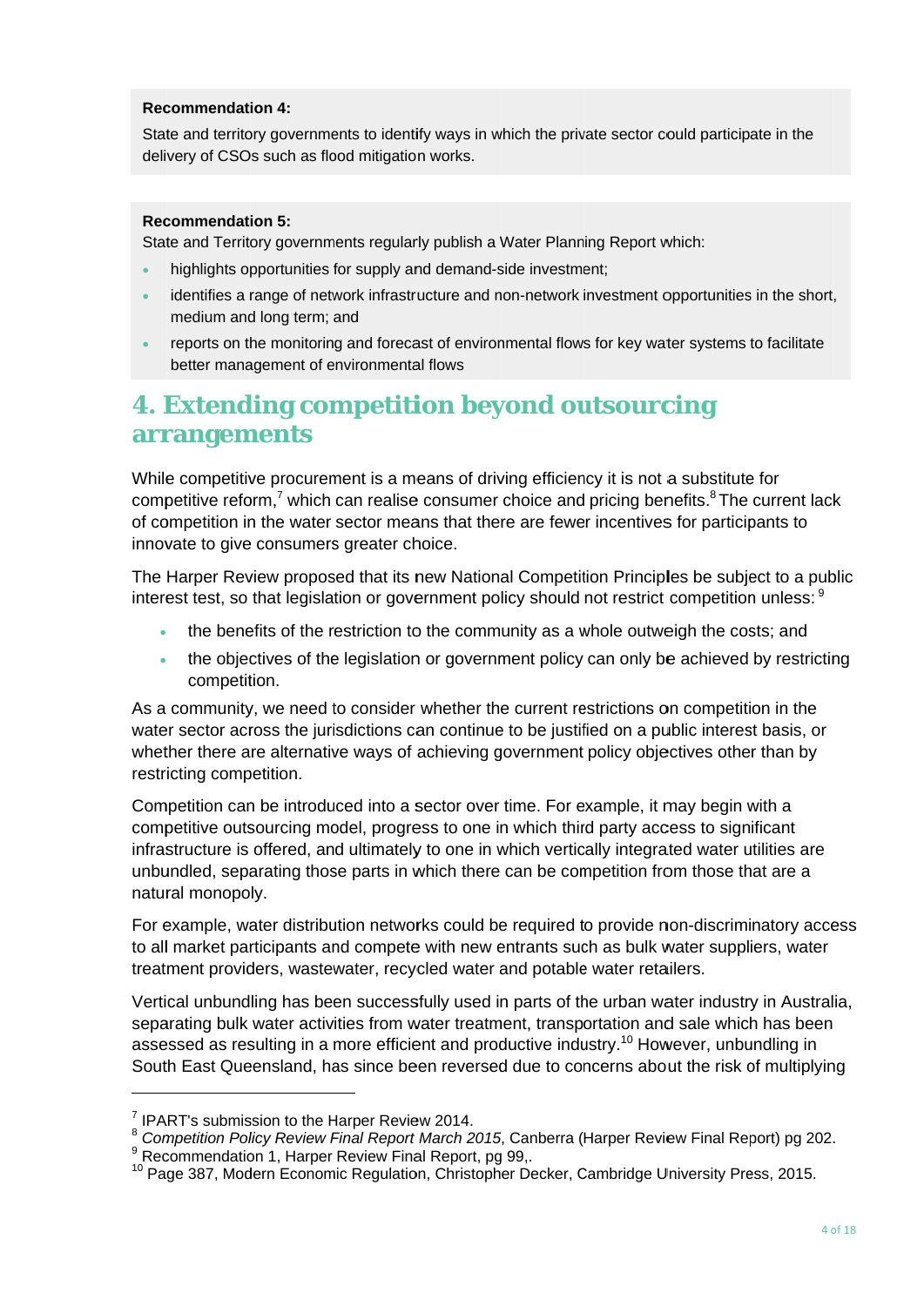**Recommendation 4:**

State and territory governments to identify ways in which the private sector could participate in the delivery of CSOs such as flood mitigation works.

**Recommendation 5:**

State and Territory governments regularly publish a Water Planning Report which:

- highlights opportunities for supply and demand-side investment;
- identifies a range of network infrastructure and non-network investment opportunities in the short, medium and long term; and
- reports on the monitoring and forecast of environmental flows for key water systems to facilitate better management of environmental flows

# 4. Extending competition beyond outsourcing arrangements

While competitive procurement is a means of driving efficiency it is not a substitute for competitive reform,[7] which can realise consumer choice and pricing benefits.[8] The current lack of competition in the water sector means that there are fewer incentives for participants to innovate to give consumers greater choice.

The Harper Review proposed that its new National Competition Principles be subject to a public interest test, so that legislation or government policy should not restrict competition unless: [9]

- the benefits of the restriction to the community as a whole outweigh the costs; and
- the objectives of the legislation or government policy can only be achieved by restricting competition.

As a community, we need to consider whether the current restrictions on competition in the water sector across the jurisdictions can continue to be justified on a public interest basis, or whether there are alternative ways of achieving government policy objectives other than by restricting competition.

Competition can be introduced into a sector over time. For example, it may begin with a competitive outsourcing model, progress to one in which third party access to significant infrastructure is offered, and ultimately to one in which vertically integrated water utilities are unbundled, separating those parts in which there can be competition from those that are a natural monopoly.

For example, water distribution networks could be required to provide non-discriminatory access to all market participants and compete with new entrants such as bulk water suppliers, water treatment providers, wastewater, recycled water and potable water retailers.

Vertical unbundling has been successfully used in parts of the urban water industry in Australia, separating bulk water activities from water treatment, transportation and sale which has been assessed as resulting in a more efficient and productive industry.[10] However, unbundling in South East Queensland, has since been reversed due to concerns about the risk of multiplying

---

[7] IPART's submission to the Harper Review 2014.

[8] *Competition Policy Review Final Report March 2015*, Canberra (Harper Review Final Report) pg 202.

[9] Recommendation 1, Harper Review Final Report, pg 99,.

[10] Page 387, Modern Economic Regulation, Christopher Decker, Cambridge University Press, 2015.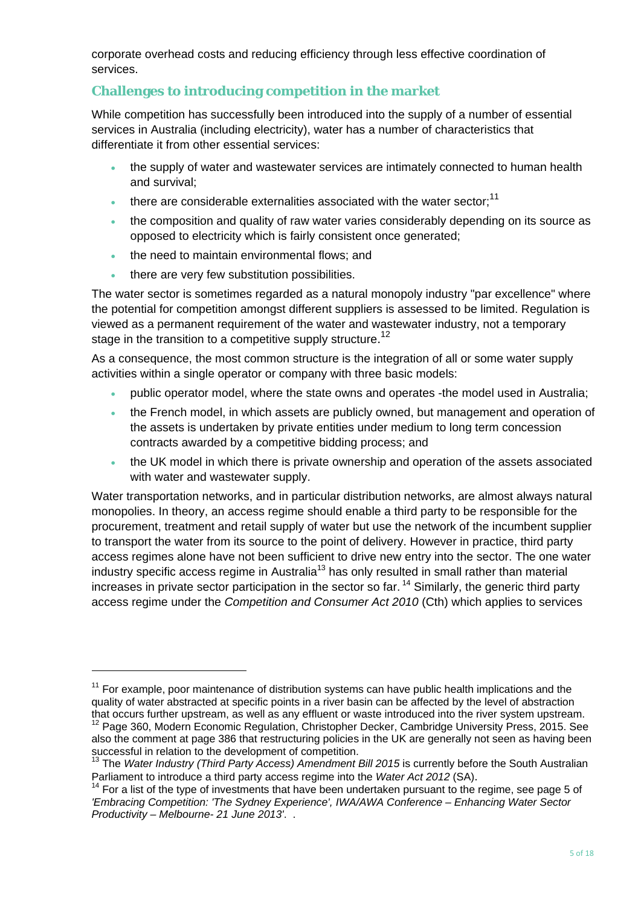corporate overhead costs and reducing efficiency through less effective coordination of services.

## Challenges to introducing competition in the market

While competition has successfully been introduced into the supply of a number of essential services in Australia (including electricity), water has a number of characteristics that differentiate it from other essential services:

- the supply of water and wastewater services are intimately connected to human health and survival;
- there are considerable externalities associated with the water sector;[11]
- the composition and quality of raw water varies considerably depending on its source as opposed to electricity which is fairly consistent once generated;
- the need to maintain environmental flows; and
- there are very few substitution possibilities.

The water sector is sometimes regarded as a natural monopoly industry "par excellence" where the potential for competition amongst different suppliers is assessed to be limited. Regulation is viewed as a permanent requirement of the water and wastewater industry, not a temporary stage in the transition to a competitive supply structure.[12]

As a consequence, the most common structure is the integration of all or some water supply activities within a single operator or company with three basic models:

- public operator model, where the state owns and operates -the model used in Australia;
- the French model, in which assets are publicly owned, but management and operation of the assets is undertaken by private entities under medium to long term concession contracts awarded by a competitive bidding process; and
- the UK model in which there is private ownership and operation of the assets associated with water and wastewater supply.

Water transportation networks, and in particular distribution networks, are almost always natural monopolies. In theory, an access regime should enable a third party to be responsible for the procurement, treatment and retail supply of water but use the network of the incumbent supplier to transport the water from its source to the point of delivery. However in practice, third party access regimes alone have not been sufficient to drive new entry into the sector. The one water industry specific access regime in Australia[13] has only resulted in small rather than material increases in private sector participation in the sector so far. [14] Similarly, the generic third party access regime under the *Competition and Consumer Act 2010* (Cth) which applies to services

---

[11] For example, poor maintenance of distribution systems can have public health implications and the quality of water abstracted at specific points in a river basin can be affected by the level of abstraction that occurs further upstream, as well as any effluent or waste introduced into the river system upstream.

[12] Page 360, Modern Economic Regulation, Christopher Decker, Cambridge University Press, 2015. See also the comment at page 386 that restructuring policies in the UK are generally not seen as having been successful in relation to the development of competition.

[13] The *Water Industry (Third Party Access) Amendment Bill 2015* is currently before the South Australian Parliament to introduce a third party access regime into the *Water Act 2012* (SA).

[14] For a list of the type of investments that have been undertaken pursuant to the regime, see page 5 of *'Embracing Competition: 'The Sydney Experience', IWA/AWA Conference – Enhancing Water Sector Productivity – Melbourne- 21 June 2013'*. .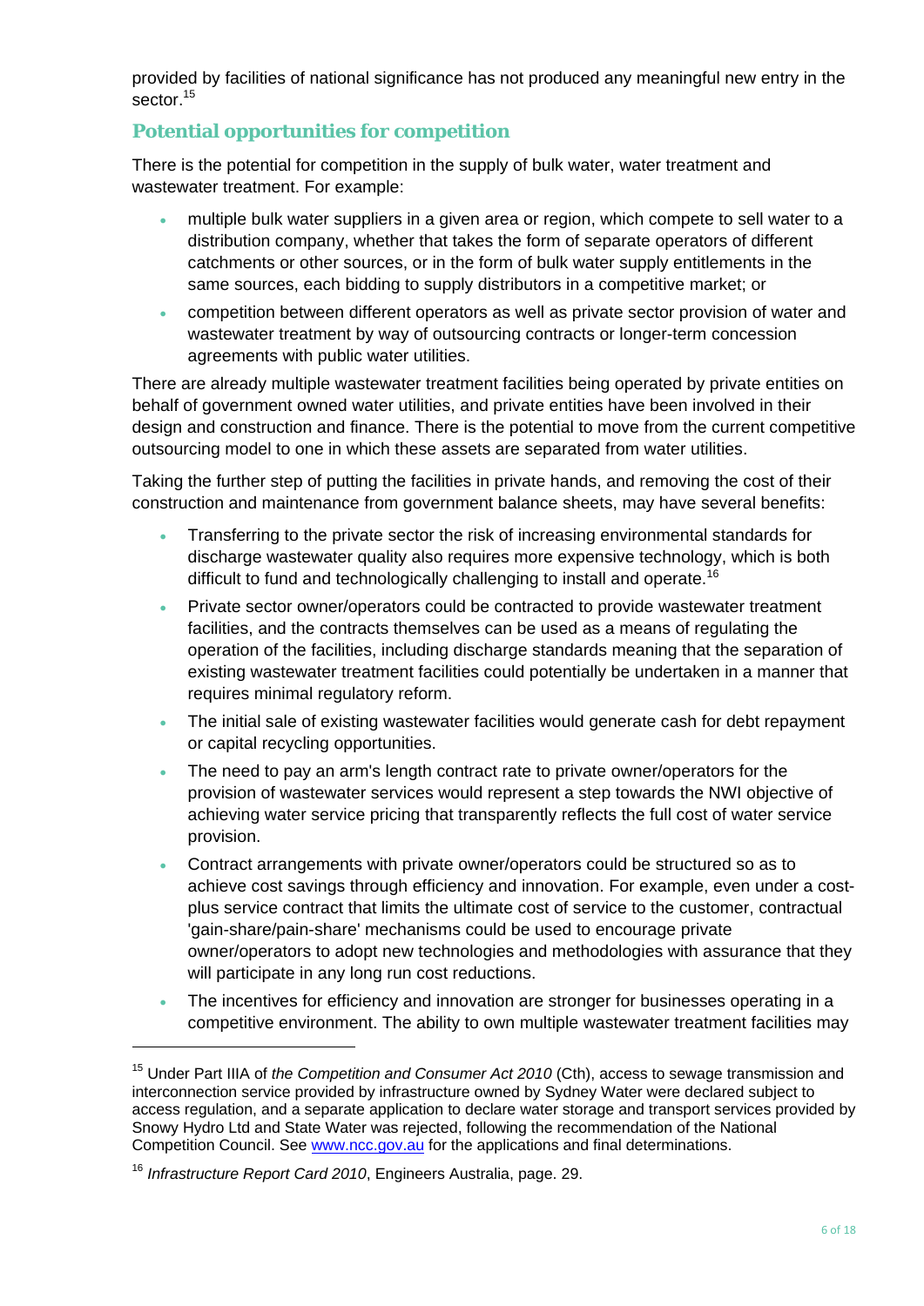provided by facilities of national significance has not produced any meaningful new entry in the sector.[15]

## Potential opportunities for competition

There is the potential for competition in the supply of bulk water, water treatment and wastewater treatment. For example:

- multiple bulk water suppliers in a given area or region, which compete to sell water to a distribution company, whether that takes the form of separate operators of different catchments or other sources, or in the form of bulk water supply entitlements in the same sources, each bidding to supply distributors in a competitive market; or
- competition between different operators as well as private sector provision of water and wastewater treatment by way of outsourcing contracts or longer-term concession agreements with public water utilities.

There are already multiple wastewater treatment facilities being operated by private entities on behalf of government owned water utilities, and private entities have been involved in their design and construction and finance. There is the potential to move from the current competitive outsourcing model to one in which these assets are separated from water utilities.

Taking the further step of putting the facilities in private hands, and removing the cost of their construction and maintenance from government balance sheets, may have several benefits:

- Transferring to the private sector the risk of increasing environmental standards for discharge wastewater quality also requires more expensive technology, which is both difficult to fund and technologically challenging to install and operate.[16]
- Private sector owner/operators could be contracted to provide wastewater treatment facilities, and the contracts themselves can be used as a means of regulating the operation of the facilities, including discharge standards meaning that the separation of existing wastewater treatment facilities could potentially be undertaken in a manner that requires minimal regulatory reform.
- The initial sale of existing wastewater facilities would generate cash for debt repayment or capital recycling opportunities.
- The need to pay an arm's length contract rate to private owner/operators for the provision of wastewater services would represent a step towards the NWI objective of achieving water service pricing that transparently reflects the full cost of water service provision.
- Contract arrangements with private owner/operators could be structured so as to achieve cost savings through efficiency and innovation. For example, even under a cost-plus service contract that limits the ultimate cost of service to the customer, contractual 'gain-share/pain-share' mechanisms could be used to encourage private owner/operators to adopt new technologies and methodologies with assurance that they will participate in any long run cost reductions.
- The incentives for efficiency and innovation are stronger for businesses operating in a competitive environment. The ability to own multiple wastewater treatment facilities may

---

[15] Under Part IIIA of *the Competition and Consumer Act 2010* (Cth), access to sewage transmission and interconnection service provided by infrastructure owned by Sydney Water were declared subject to access regulation, and a separate application to declare water storage and transport services provided by Snowy Hydro Ltd and State Water was rejected, following the recommendation of the National Competition Council. See www.ncc.gov.au for the applications and final determinations.

[16] *Infrastructure Report Card 2010*, Engineers Australia, page. 29.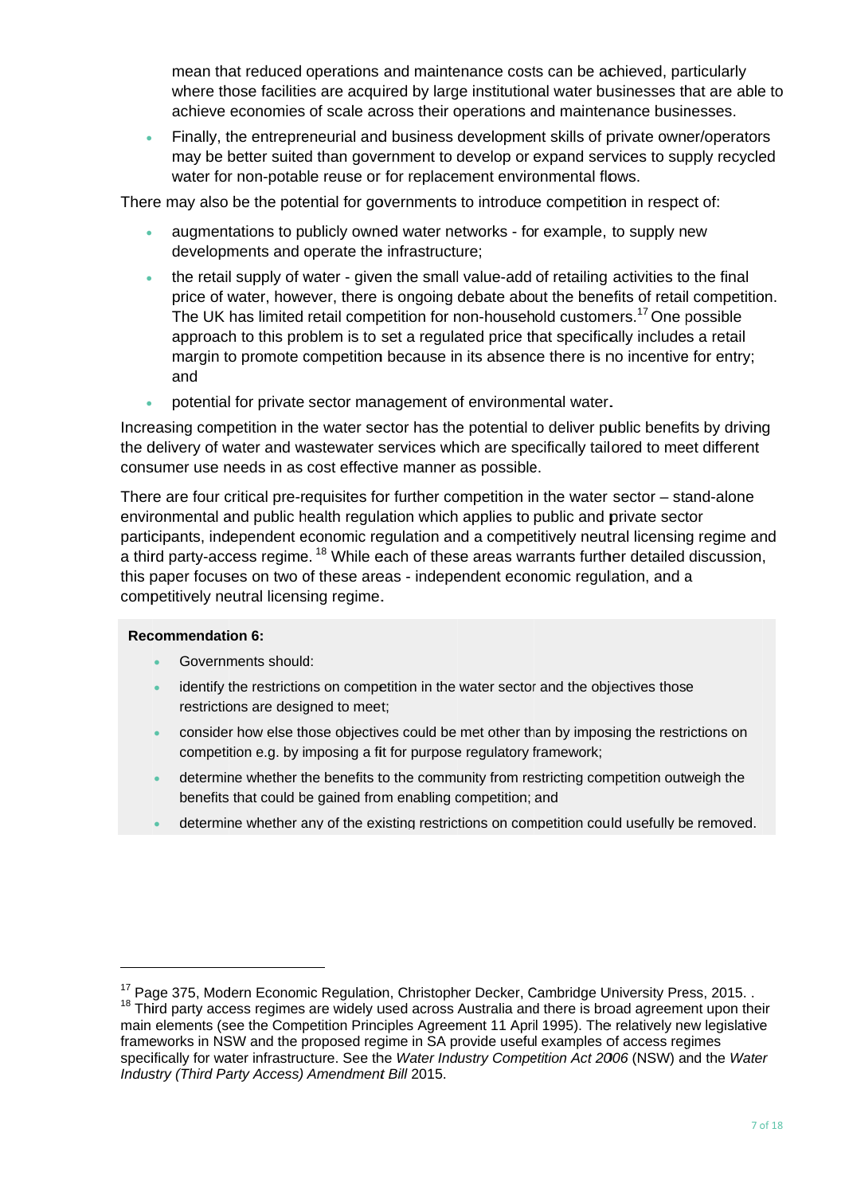mean that reduced operations and maintenance costs can be achieved, particularly where those facilities are acquired by large institutional water businesses that are able to achieve economies of scale across their operations and maintenance businesses.

- Finally, the entrepreneurial and business development skills of private owner/operators may be better suited than government to develop or expand services to supply recycled water for non-potable reuse or for replacement environmental flows.

There may also be the potential for governments to introduce competition in respect of:

- augmentations to publicly owned water networks - for example, to supply new developments and operate the infrastructure;
- the retail supply of water - given the small value-add of retailing activities to the final price of water, however, there is ongoing debate about the benefits of retail competition. The UK has limited retail competition for non-household customers.[17] One possible approach to this problem is to set a regulated price that specifically includes a retail margin to promote competition because in its absence there is no incentive for entry; and
- potential for private sector management of environmental water.

Increasing competition in the water sector has the potential to deliver public benefits by driving the delivery of water and wastewater services which are specifically tailored to meet different consumer use needs in as cost effective manner as possible.

There are four critical pre-requisites for further competition in the water sector – stand-alone environmental and public health regulation which applies to public and private sector participants, independent economic regulation and a competitively neutral licensing regime and a third party-access regime. [18] While each of these areas warrants further detailed discussion, this paper focuses on two of these areas - independent economic regulation, and a competitively neutral licensing regime.

**Recommendation 6:**

- Governments should:
- identify the restrictions on competition in the water sector and the objectives those restrictions are designed to meet;
- consider how else those objectives could be met other than by imposing the restrictions on competition e.g. by imposing a fit for purpose regulatory framework;
- determine whether the benefits to the community from restricting competition outweigh the benefits that could be gained from enabling competition; and
- determine whether any of the existing restrictions on competition could usefully be removed.

---

[17] Page 375, Modern Economic Regulation, Christopher Decker, Cambridge University Press, 2015. .

[18] Third party access regimes are widely used across Australia and there is broad agreement upon their main elements (see the Competition Principles Agreement 11 April 1995). The relatively new legislative frameworks in NSW and the proposed regime in SA provide useful examples of access regimes specifically for water infrastructure. See the *Water Industry Competition Act 2006* (NSW) and the *Water Industry (Third Party Access) Amendment Bill* 2015.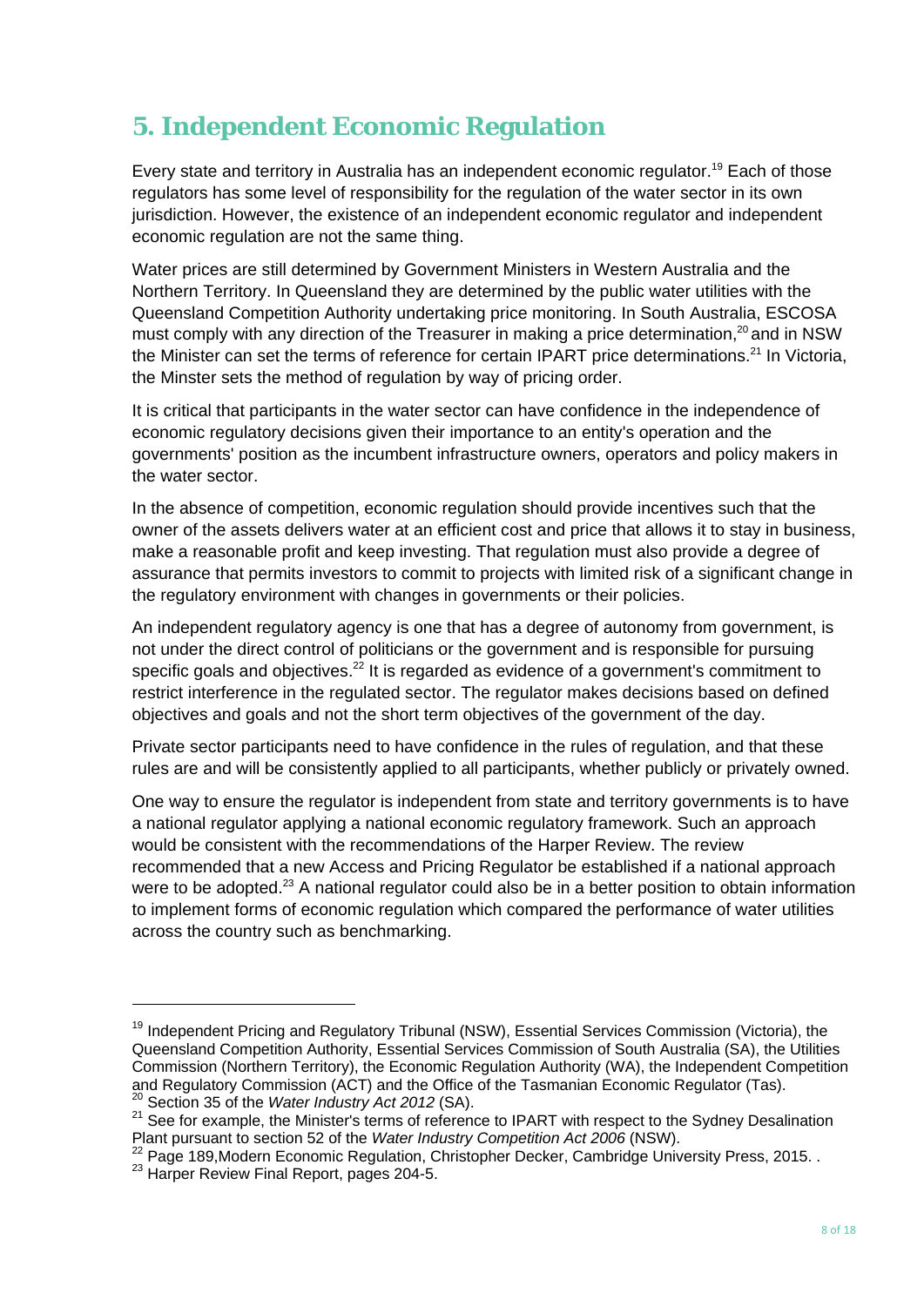# 5. Independent Economic Regulation

Every state and territory in Australia has an independent economic regulator.[19] Each of those regulators has some level of responsibility for the regulation of the water sector in its own jurisdiction. However, the existence of an independent economic regulator and independent economic regulation are not the same thing.

Water prices are still determined by Government Ministers in Western Australia and the Northern Territory. In Queensland they are determined by the public water utilities with the Queensland Competition Authority undertaking price monitoring. In South Australia, ESCOSA must comply with any direction of the Treasurer in making a price determination,[20] and in NSW the Minister can set the terms of reference for certain IPART price determinations.[21] In Victoria, the Minster sets the method of regulation by way of pricing order.

It is critical that participants in the water sector can have confidence in the independence of economic regulatory decisions given their importance to an entity's operation and the governments' position as the incumbent infrastructure owners, operators and policy makers in the water sector.

In the absence of competition, economic regulation should provide incentives such that the owner of the assets delivers water at an efficient cost and price that allows it to stay in business, make a reasonable profit and keep investing. That regulation must also provide a degree of assurance that permits investors to commit to projects with limited risk of a significant change in the regulatory environment with changes in governments or their policies.

An independent regulatory agency is one that has a degree of autonomy from government, is not under the direct control of politicians or the government and is responsible for pursuing specific goals and objectives.[22] It is regarded as evidence of a government's commitment to restrict interference in the regulated sector. The regulator makes decisions based on defined objectives and goals and not the short term objectives of the government of the day.

Private sector participants need to have confidence in the rules of regulation, and that these rules are and will be consistently applied to all participants, whether publicly or privately owned.

One way to ensure the regulator is independent from state and territory governments is to have a national regulator applying a national economic regulatory framework. Such an approach would be consistent with the recommendations of the Harper Review. The review recommended that a new Access and Pricing Regulator be established if a national approach were to be adopted.[23] A national regulator could also be in a better position to obtain information to implement forms of economic regulation which compared the performance of water utilities across the country such as benchmarking.

---

[19] Independent Pricing and Regulatory Tribunal (NSW), Essential Services Commission (Victoria), the Queensland Competition Authority, Essential Services Commission of South Australia (SA), the Utilities Commission (Northern Territory), the Economic Regulation Authority (WA), the Independent Competition and Regulatory Commission (ACT) and the Office of the Tasmanian Economic Regulator (Tas).

[20] Section 35 of the *Water Industry Act 2012* (SA).

[21] See for example, the Minister's terms of reference to IPART with respect to the Sydney Desalination Plant pursuant to section 52 of the *Water Industry Competition Act 2006* (NSW).

[22] Page 189,Modern Economic Regulation, Christopher Decker, Cambridge University Press, 2015. .

[23] Harper Review Final Report, pages 204-5.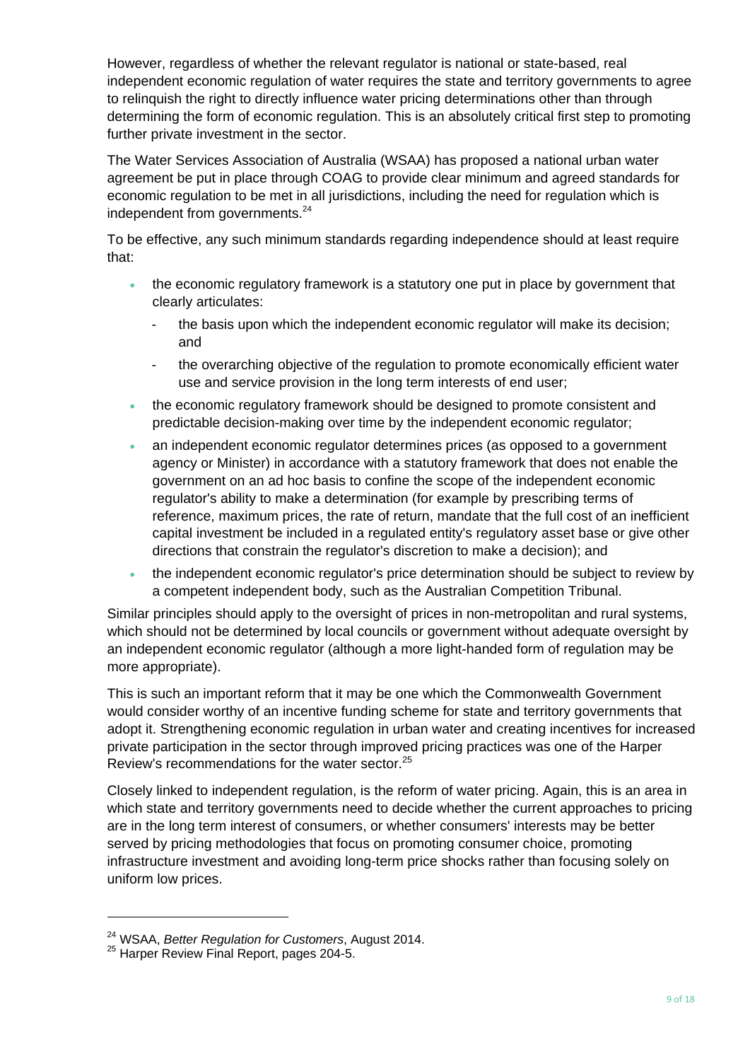However, regardless of whether the relevant regulator is national or state-based, real independent economic regulation of water requires the state and territory governments to agree to relinquish the right to directly influence water pricing determinations other than through determining the form of economic regulation. This is an absolutely critical first step to promoting further private investment in the sector.

The Water Services Association of Australia (WSAA) has proposed a national urban water agreement be put in place through COAG to provide clear minimum and agreed standards for economic regulation to be met in all jurisdictions, including the need for regulation which is independent from governments.[24]

To be effective, any such minimum standards regarding independence should at least require that:

- the economic regulatory framework is a statutory one put in place by government that clearly articulates:
  - the basis upon which the independent economic regulator will make its decision; and
  - the overarching objective of the regulation to promote economically efficient water use and service provision in the long term interests of end user;
- the economic regulatory framework should be designed to promote consistent and predictable decision-making over time by the independent economic regulator;
- an independent economic regulator determines prices (as opposed to a government agency or Minister) in accordance with a statutory framework that does not enable the government on an ad hoc basis to confine the scope of the independent economic regulator's ability to make a determination (for example by prescribing terms of reference, maximum prices, the rate of return, mandate that the full cost of an inefficient capital investment be included in a regulated entity's regulatory asset base or give other directions that constrain the regulator's discretion to make a decision); and
- the independent economic regulator's price determination should be subject to review by a competent independent body, such as the Australian Competition Tribunal.

Similar principles should apply to the oversight of prices in non-metropolitan and rural systems, which should not be determined by local councils or government without adequate oversight by an independent economic regulator (although a more light-handed form of regulation may be more appropriate).

This is such an important reform that it may be one which the Commonwealth Government would consider worthy of an incentive funding scheme for state and territory governments that adopt it. Strengthening economic regulation in urban water and creating incentives for increased private participation in the sector through improved pricing practices was one of the Harper Review's recommendations for the water sector.[25]

Closely linked to independent regulation, is the reform of water pricing. Again, this is an area in which state and territory governments need to decide whether the current approaches to pricing are in the long term interest of consumers, or whether consumers' interests may be better served by pricing methodologies that focus on promoting consumer choice, promoting infrastructure investment and avoiding long-term price shocks rather than focusing solely on uniform low prices.

---

[24] WSAA, *Better Regulation for Customers*, August 2014.

[25] Harper Review Final Report, pages 204-5.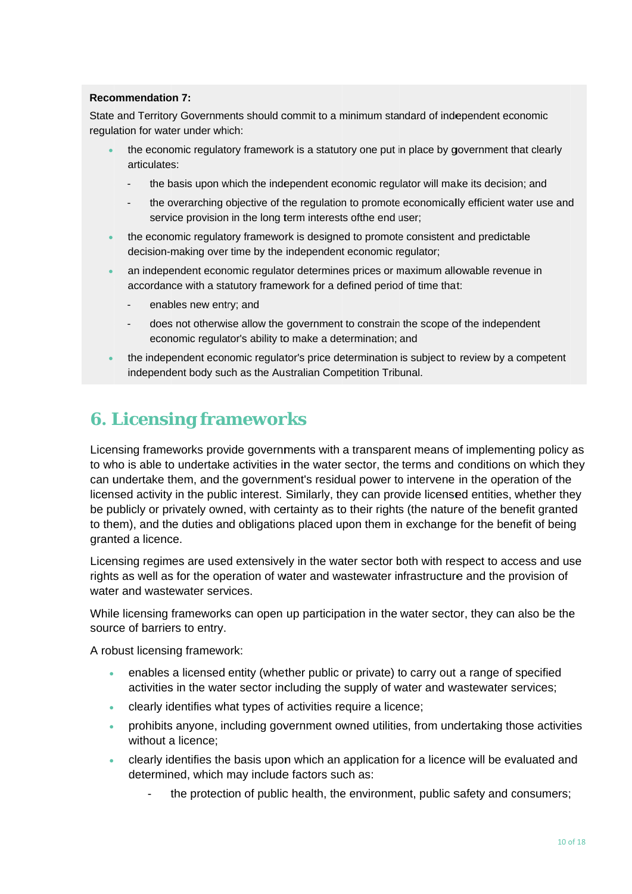**Recommendation 7:**

State and Territory Governments should commit to a minimum standard of independent economic regulation for water under which:

- the economic regulatory framework is a statutory one put in place by government that clearly articulates:
  - the basis upon which the independent economic regulator will make its decision; and
  - the overarching objective of the regulation to promote economically efficient water use and service provision in the long term interests ofthe end user;
- the economic regulatory framework is designed to promote consistent and predictable decision-making over time by the independent economic regulator;
- an independent economic regulator determines prices or maximum allowable revenue in accordance with a statutory framework for a defined period of time that:
  - enables new entry; and
  - does not otherwise allow the government to constrain the scope of the independent economic regulator's ability to make a determination; and
- the independent economic regulator's price determination is subject to review by a competent independent body such as the Australian Competition Tribunal.

# 6. Licensing frameworks

Licensing frameworks provide governments with a transparent means of implementing policy as to who is able to undertake activities in the water sector, the terms and conditions on which they can undertake them, and the government's residual power to intervene in the operation of the licensed activity in the public interest. Similarly, they can provide licensed entities, whether they be publicly or privately owned, with certainty as to their rights (the nature of the benefit granted to them), and the duties and obligations placed upon them in exchange for the benefit of being granted a licence.

Licensing regimes are used extensively in the water sector both with respect to access and use rights as well as for the operation of water and wastewater infrastructure and the provision of water and wastewater services.

While licensing frameworks can open up participation in the water sector, they can also be the source of barriers to entry.

A robust licensing framework:

- enables a licensed entity (whether public or private) to carry out a range of specified activities in the water sector including the supply of water and wastewater services;
- clearly identifies what types of activities require a licence;
- prohibits anyone, including government owned utilities, from undertaking those activities without a licence;
- clearly identifies the basis upon which an application for a licence will be evaluated and determined, which may include factors such as:
  - the protection of public health, the environment, public safety and consumers;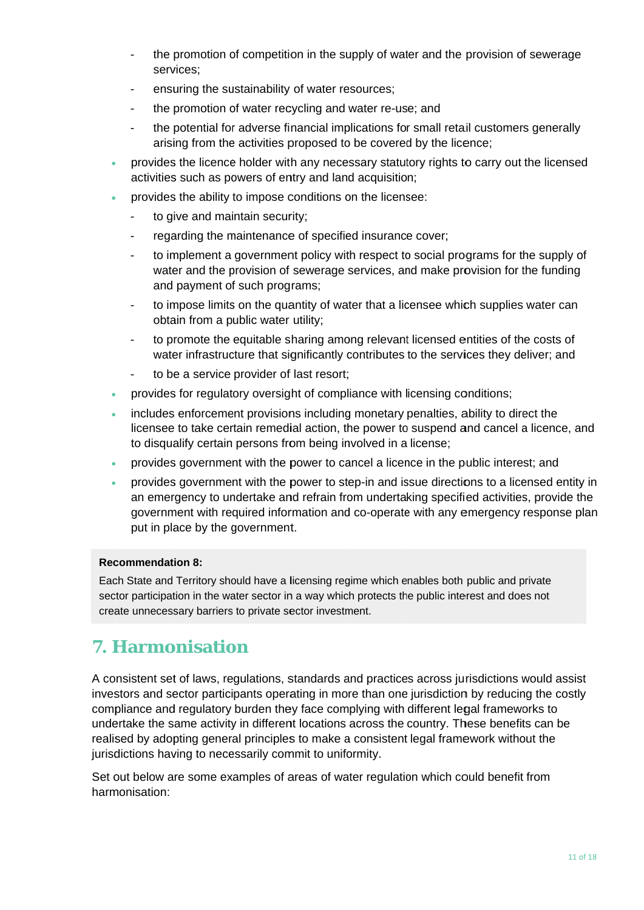- the promotion of competition in the supply of water and the provision of sewerage services;
    - ensuring the sustainability of water resources;
    - the promotion of water recycling and water re-use; and
    - the potential for adverse financial implications for small retail customers generally arising from the activities proposed to be covered by the licence;
- provides the licence holder with any necessary statutory rights to carry out the licensed activities such as powers of entry and land acquisition;
- provides the ability to impose conditions on the licensee:
    - to give and maintain security;
    - regarding the maintenance of specified insurance cover;
    - to implement a government policy with respect to social programs for the supply of water and the provision of sewerage services, and make provision for the funding and payment of such programs;
    - to impose limits on the quantity of water that a licensee which supplies water can obtain from a public water utility;
    - to promote the equitable sharing among relevant licensed entities of the costs of water infrastructure that significantly contributes to the services they deliver; and
    - to be a service provider of last resort;
- provides for regulatory oversight of compliance with licensing conditions;
- includes enforcement provisions including monetary penalties, ability to direct the licensee to take certain remedial action, the power to suspend and cancel a licence, and to disqualify certain persons from being involved in a license;
- provides government with the power to cancel a licence in the public interest; and
- provides government with the power to step-in and issue directions to a licensed entity in an emergency to undertake and refrain from undertaking specified activities, provide the government with required information and co-operate with any emergency response plan put in place by the government.

**Recommendation 8:**

Each State and Territory should have a licensing regime which enables both public and private sector participation in the water sector in a way which protects the public interest and does not create unnecessary barriers to private sector investment.

## 7. Harmonisation

A consistent set of laws, regulations, standards and practices across jurisdictions would assist investors and sector participants operating in more than one jurisdiction by reducing the costly compliance and regulatory burden they face complying with different legal frameworks to undertake the same activity in different locations across the country. These benefits can be realised by adopting general principles to make a consistent legal framework without the jurisdictions having to necessarily commit to uniformity.

Set out below are some examples of areas of water regulation which could benefit from harmonisation: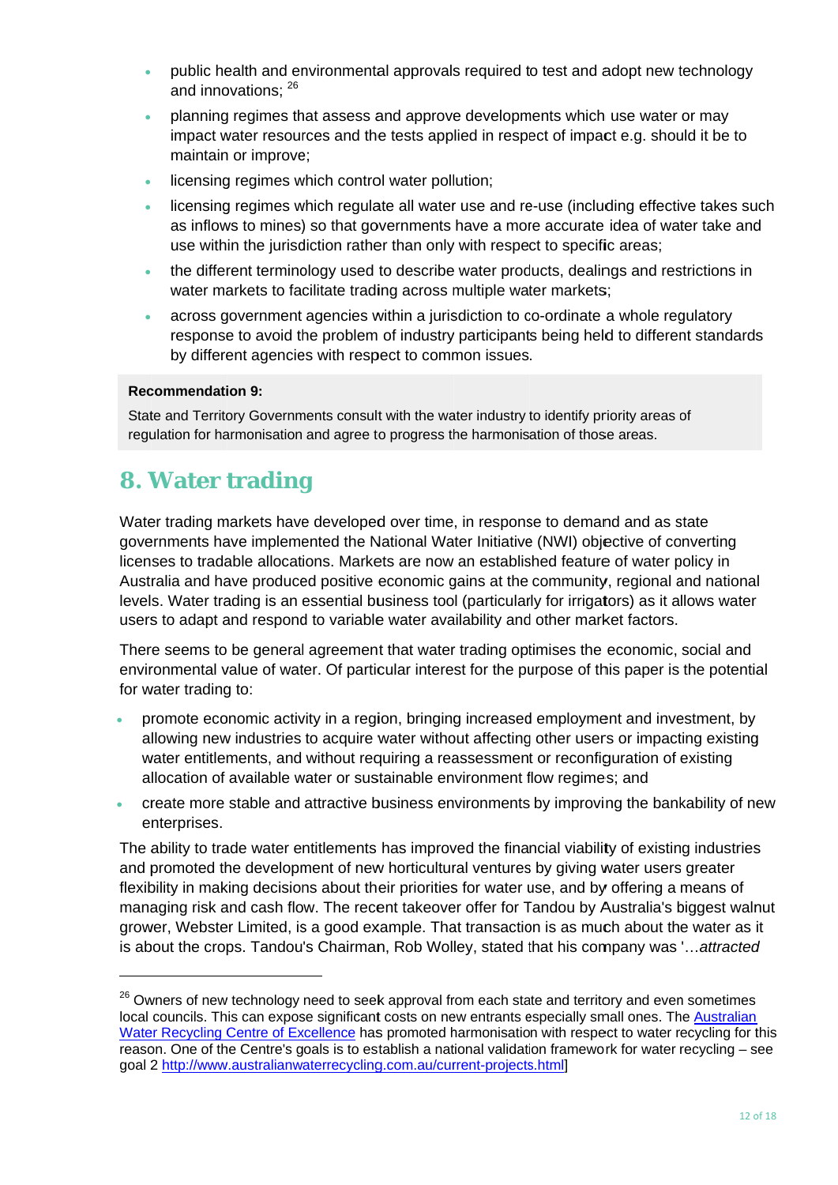- public health and environmental approvals required to test and adopt new technology and innovations; [26]
- planning regimes that assess and approve developments which use water or may impact water resources and the tests applied in respect of impact e.g. should it be to maintain or improve;
- licensing regimes which control water pollution;
- licensing regimes which regulate all water use and re-use (including effective takes such as inflows to mines) so that governments have a more accurate idea of water take and use within the jurisdiction rather than only with respect to specific areas;
- the different terminology used to describe water products, dealings and restrictions in water markets to facilitate trading across multiple water markets;
- across government agencies within a jurisdiction to co-ordinate a whole regulatory response to avoid the problem of industry participants being held to different standards by different agencies with respect to common issues.

**Recommendation 9:**

State and Territory Governments consult with the water industry to identify priority areas of regulation for harmonisation and agree to progress the harmonisation of those areas.

## 8. Water trading

Water trading markets have developed over time, in response to demand and as state governments have implemented the National Water Initiative (NWI) objective of converting licenses to tradable allocations. Markets are now an established feature of water policy in Australia and have produced positive economic gains at the community, regional and national levels. Water trading is an essential business tool (particularly for irrigators) as it allows water users to adapt and respond to variable water availability and other market factors.

There seems to be general agreement that water trading optimises the economic, social and environmental value of water. Of particular interest for the purpose of this paper is the potential for water trading to:

- promote economic activity in a region, bringing increased employment and investment, by allowing new industries to acquire water without affecting other users or impacting existing water entitlements, and without requiring a reassessment or reconfiguration of existing allocation of available water or sustainable environment flow regimes; and
- create more stable and attractive business environments by improving the bankability of new enterprises.

The ability to trade water entitlements has improved the financial viability of existing industries and promoted the development of new horticultural ventures by giving water users greater flexibility in making decisions about their priorities for water use, and by offering a means of managing risk and cash flow. The recent takeover offer for Tandou by Australia's biggest walnut grower, Webster Limited, is a good example. That transaction is as much about the water as it is about the crops. Tandou's Chairman, Rob Wolley, stated that his company was '...*attracted*

---

[26] Owners of new technology need to seek approval from each state and territory and even sometimes local councils. This can expose significant costs on new entrants especially small ones. The Australian Water Recycling Centre of Excellence has promoted harmonisation with respect to water recycling for this reason. One of the Centre's goals is to establish a national validation framework for water recycling – see goal 2 http://www.australianwaterrecycling.com.au/current-projects.html]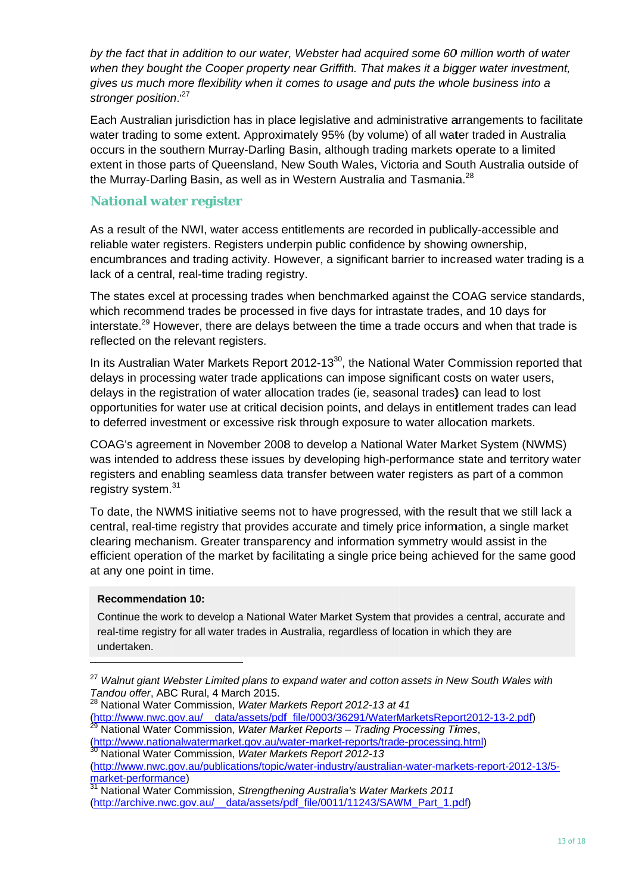*by the fact that in addition to our water, Webster had acquired some 60 million worth of water when they bought the Cooper property near Griffith. That makes it a bigger water investment, gives us much more flexibility when it comes to usage and puts the whole business into a stronger position*.'[27]

Each Australian jurisdiction has in place legislative and administrative arrangements to facilitate water trading to some extent. Approximately 95% (by volume) of all water traded in Australia occurs in the southern Murray-Darling Basin, although trading markets operate to a limited extent in those parts of Queensland, New South Wales, Victoria and South Australia outside of the Murray-Darling Basin, as well as in Western Australia and Tasmania.[28]

## National water register

As a result of the NWI, water access entitlements are recorded in publically-accessible and reliable water registers. Registers underpin public confidence by showing ownership, encumbrances and trading activity. However, a significant barrier to increased water trading is a lack of a central, real-time trading registry.

The states excel at processing trades when benchmarked against the COAG service standards, which recommend trades be processed in five days for intrastate trades, and 10 days for interstate.[29] However, there are delays between the time a trade occurs and when that trade is reflected on the relevant registers.

In its Australian Water Markets Report 2012-13[30], the National Water Commission reported that delays in processing water trade applications can impose significant costs on water users, delays in the registration of water allocation trades (ie, seasonal trades) can lead to lost opportunities for water use at critical decision points, and delays in entitlement trades can lead to deferred investment or excessive risk through exposure to water allocation markets.

COAG's agreement in November 2008 to develop a National Water Market System (NWMS) was intended to address these issues by developing high-performance state and territory water registers and enabling seamless data transfer between water registers as part of a common registry system.[31]

To date, the NWMS initiative seems not to have progressed, with the result that we still lack a central, real-time registry that provides accurate and timely price information, a single market clearing mechanism. Greater transparency and information symmetry would assist in the efficient operation of the market by facilitating a single price being achieved for the same good at any one point in time.

**Recommendation 10:**

Continue the work to develop a National Water Market System that provides a central, accurate and real-time registry for all water trades in Australia, regardless of location in which they are undertaken.

---

[27] *Walnut giant Webster Limited plans to expand water and cotton assets in New South Wales with Tandou offer*, ABC Rural, 4 March 2015.

[28] National Water Commission, *Water Markets Report 2012-13 at 41* (http://www.nwc.gov.au/__data/assets/pdf_file/0003/36291/WaterMarketsReport2012-13-2.pdf)

[29] National Water Commission, *Water Market Reports – Trading Processing Times*, (http://www.nationalwatermarket.gov.au/water-market-reports/trade-processing.html)

[30] National Water Commission, *Water Markets Report 2012-13* (http://www.nwc.gov.au/publications/topic/water-industry/australian-water-markets-report-2012-13/5-market-performance)

[31] National Water Commission, *Strengthening Australia's Water Markets 2011* (http://archive.nwc.gov.au/__data/assets/pdf_file/0011/11243/SAWM_Part_1.pdf)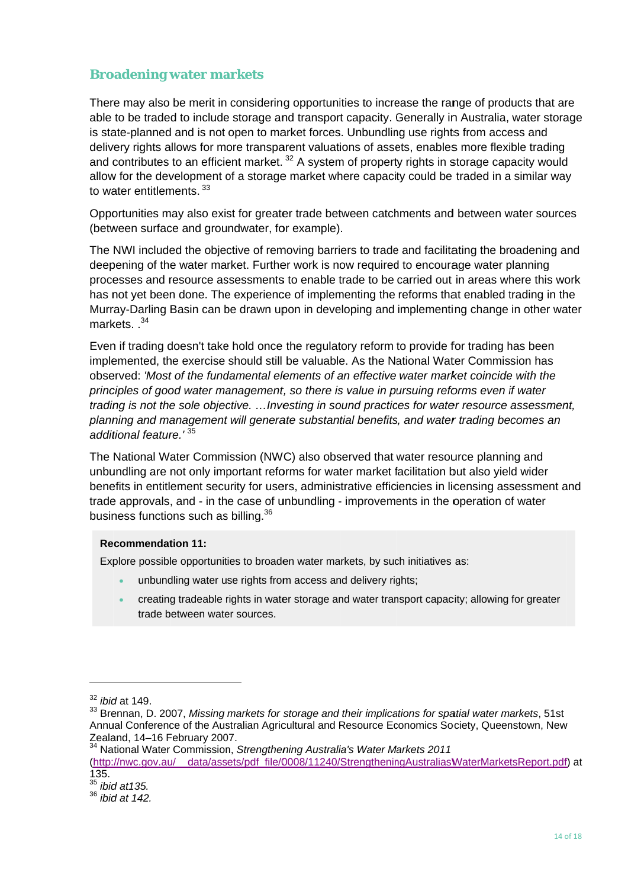## Broadening water markets

There may also be merit in considering opportunities to increase the range of products that are able to be traded to include storage and transport capacity. Generally in Australia, water storage is state-planned and is not open to market forces. Unbundling use rights from access and delivery rights allows for more transparent valuations of assets, enables more flexible trading and contributes to an efficient market. [32] A system of property rights in storage capacity would allow for the development of a storage market where capacity could be traded in a similar way to water entitlements. [33]

Opportunities may also exist for greater trade between catchments and between water sources (between surface and groundwater, for example).

The NWI included the objective of removing barriers to trade and facilitating the broadening and deepening of the water market. Further work is now required to encourage water planning processes and resource assessments to enable trade to be carried out in areas where this work has not yet been done. The experience of implementing the reforms that enabled trading in the Murray-Darling Basin can be drawn upon in developing and implementing change in other water markets. .[34]

Even if trading doesn't take hold once the regulatory reform to provide for trading has been implemented, the exercise should still be valuable. As the National Water Commission has observed: *'Most of the fundamental elements of an effective water market coincide with the principles of good water management, so there is value in pursuing reforms even if water trading is not the sole objective. …Investing in sound practices for water resource assessment, planning and management will generate substantial benefits, and water trading becomes an additional feature.'* [35]

The National Water Commission (NWC) also observed that water resource planning and unbundling are not only important reforms for water market facilitation but also yield wider benefits in entitlement security for users, administrative efficiencies in licensing assessment and trade approvals, and - in the case of unbundling - improvements in the operation of water business functions such as billing.[36]

**Recommendation 11:**

Explore possible opportunities to broaden water markets, by such initiatives as:

- unbundling water use rights from access and delivery rights;
- creating tradeable rights in water storage and water transport capacity; allowing for greater trade between water sources.

---

[32] *ibid* at 149.

[33] Brennan, D. 2007, *Missing markets for storage and their implications for spatial water markets*, 51st Annual Conference of the Australian Agricultural and Resource Economics Society, Queenstown, New Zealand, 14–16 February 2007.

[34] National Water Commission, *Strengthening Australia's Water Markets 2011* (http://nwc.gov.au/__data/assets/pdf_file/0008/11240/StrengtheningAustraliasWaterMarketsReport.pdf) at 135.

[35] *ibid at135.*

[36] *ibid at 142.*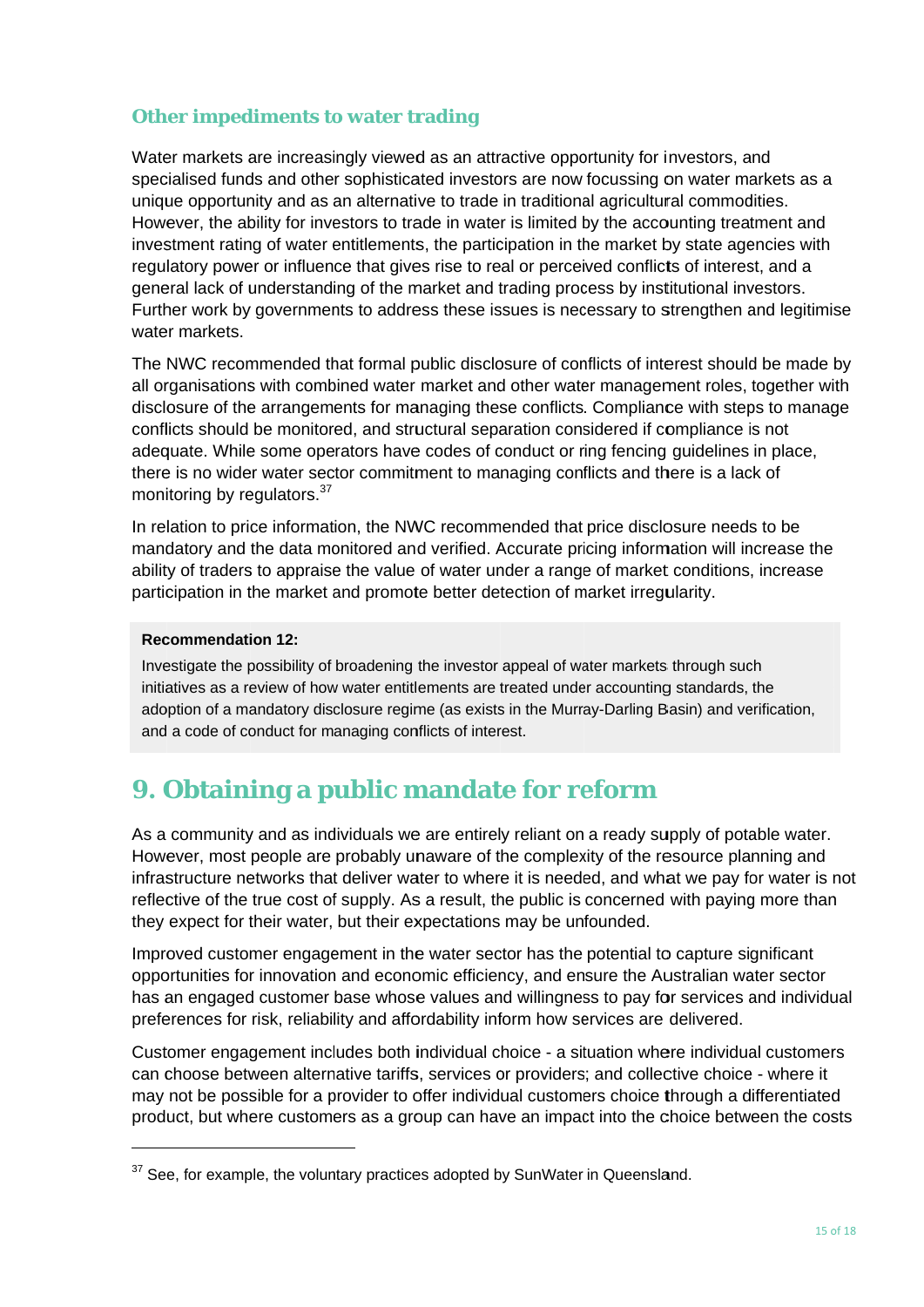### Other impediments to water trading

Water markets are increasingly viewed as an attractive opportunity for investors, and specialised funds and other sophisticated investors are now focussing on water markets as a unique opportunity and as an alternative to trade in traditional agricultural commodities. However, the ability for investors to trade in water is limited by the accounting treatment and investment rating of water entitlements, the participation in the market by state agencies with regulatory power or influence that gives rise to real or perceived conflicts of interest, and a general lack of understanding of the market and trading process by institutional investors. Further work by governments to address these issues is necessary to strengthen and legitimise water markets.

The NWC recommended that formal public disclosure of conflicts of interest should be made by all organisations with combined water market and other water management roles, together with disclosure of the arrangements for managing these conflicts. Compliance with steps to manage conflicts should be monitored, and structural separation considered if compliance is not adequate. While some operators have codes of conduct or ring fencing guidelines in place, there is no wider water sector commitment to managing conflicts and there is a lack of monitoring by regulators.[37]

In relation to price information, the NWC recommended that price disclosure needs to be mandatory and the data monitored and verified. Accurate pricing information will increase the ability of traders to appraise the value of water under a range of market conditions, increase participation in the market and promote better detection of market irregularity.

> **Recommendation 12:**
>
> Investigate the possibility of broadening the investor appeal of water markets through such initiatives as a review of how water entitlements are treated under accounting standards, the adoption of a mandatory disclosure regime (as exists in the Murray-Darling Basin) and verification, and a code of conduct for managing conflicts of interest.

## 9. Obtaining a public mandate for reform

As a community and as individuals we are entirely reliant on a ready supply of potable water. However, most people are probably unaware of the complexity of the resource planning and infrastructure networks that deliver water to where it is needed, and what we pay for water is not reflective of the true cost of supply. As a result, the public is concerned with paying more than they expect for their water, but their expectations may be unfounded.

Improved customer engagement in the water sector has the potential to capture significant opportunities for innovation and economic efficiency, and ensure the Australian water sector has an engaged customer base whose values and willingness to pay for services and individual preferences for risk, reliability and affordability inform how services are delivered.

Customer engagement includes both individual choice - a situation where individual customers can choose between alternative tariffs, services or providers; and collective choice - where it may not be possible for a provider to offer individual customers choice through a differentiated product, but where customers as a group can have an impact into the choice between the costs

[37] See, for example, the voluntary practices adopted by SunWater in Queensland.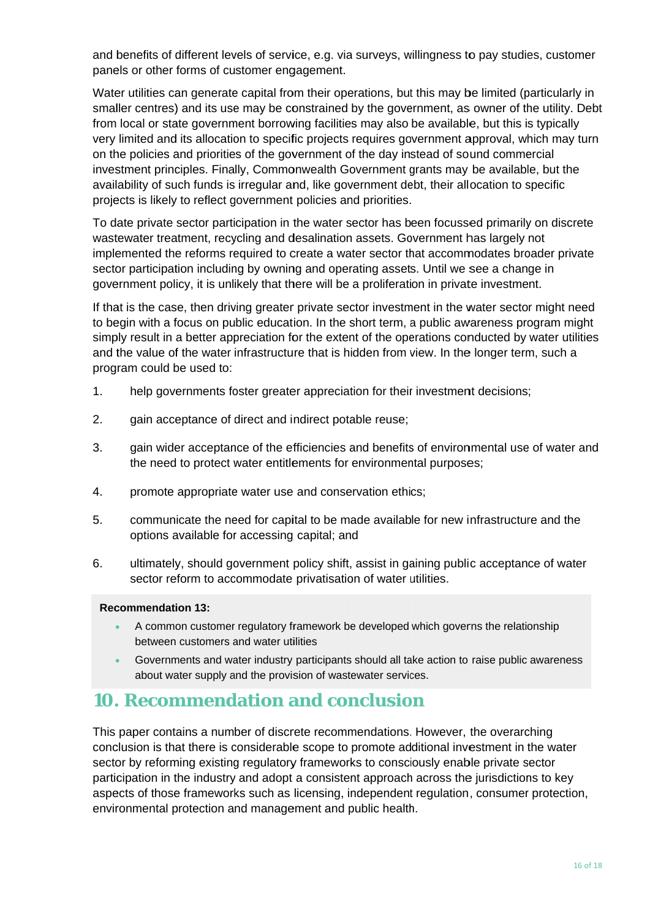and benefits of different levels of service, e.g. via surveys, willingness to pay studies, customer panels or other forms of customer engagement.

Water utilities can generate capital from their operations, but this may be limited (particularly in smaller centres) and its use may be constrained by the government, as owner of the utility. Debt from local or state government borrowing facilities may also be available, but this is typically very limited and its allocation to specific projects requires government approval, which may turn on the policies and priorities of the government of the day instead of sound commercial investment principles. Finally, Commonwealth Government grants may be available, but the availability of such funds is irregular and, like government debt, their allocation to specific projects is likely to reflect government policies and priorities.

To date private sector participation in the water sector has been focussed primarily on discrete wastewater treatment, recycling and desalination assets. Government has largely not implemented the reforms required to create a water sector that accommodates broader private sector participation including by owning and operating assets. Until we see a change in government policy, it is unlikely that there will be a proliferation in private investment.

If that is the case, then driving greater private sector investment in the water sector might need to begin with a focus on public education. In the short term, a public awareness program might simply result in a better appreciation for the extent of the operations conducted by water utilities and the value of the water infrastructure that is hidden from view. In the longer term, such a program could be used to:

1. help governments foster greater appreciation for their investment decisions;
2. gain acceptance of direct and indirect potable reuse;
3. gain wider acceptance of the efficiencies and benefits of environmental use of water and the need to protect water entitlements for environmental purposes;
4. promote appropriate water use and conservation ethics;
5. communicate the need for capital to be made available for new infrastructure and the options available for accessing capital; and
6. ultimately, should government policy shift, assist in gaining public acceptance of water sector reform to accommodate privatisation of water utilities.

**Recommendation 13:**

- A common customer regulatory framework be developed which governs the relationship between customers and water utilities
- Governments and water industry participants should all take action to raise public awareness about water supply and the provision of wastewater services.

## 10. Recommendation and conclusion

This paper contains a number of discrete recommendations. However, the overarching conclusion is that there is considerable scope to promote additional investment in the water sector by reforming existing regulatory frameworks to consciously enable private sector participation in the industry and adopt a consistent approach across the jurisdictions to key aspects of those frameworks such as licensing, independent regulation, consumer protection, environmental protection and management and public health.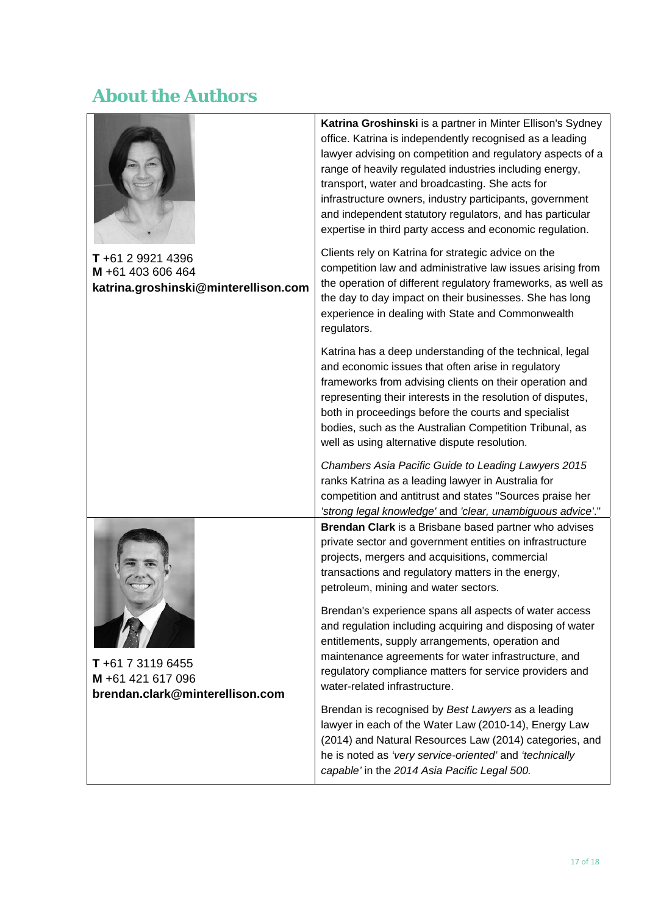## About the Authors

**T** +61 2 9921 4396
**M** +61 403 606 464
**katrina.groshinski@minterellison.com**

**Katrina Groshinski** is a partner in Minter Ellison's Sydney office. Katrina is independently recognised as a leading lawyer advising on competition and regulatory aspects of a range of heavily regulated industries including energy, transport, water and broadcasting. She acts for infrastructure owners, industry participants, government and independent statutory regulators, and has particular expertise in third party access and economic regulation.

Clients rely on Katrina for strategic advice on the competition law and administrative law issues arising from the operation of different regulatory frameworks, as well as the day to day impact on their businesses. She has long experience in dealing with State and Commonwealth regulators.

Katrina has a deep understanding of the technical, legal and economic issues that often arise in regulatory frameworks from advising clients on their operation and representing their interests in the resolution of disputes, both in proceedings before the courts and specialist bodies, such as the Australian Competition Tribunal, as well as using alternative dispute resolution.

*Chambers Asia Pacific Guide to Leading Lawyers 2015* ranks Katrina as a leading lawyer in Australia for competition and antitrust and states "Sources praise her *'strong legal knowledge'* and *'clear, unambiguous advice'*."

**T** +61 7 3119 6455
**M** +61 421 617 096
**brendan.clark@minterellison.com**

**Brendan Clark** is a Brisbane based partner who advises private sector and government entities on infrastructure projects, mergers and acquisitions, commercial transactions and regulatory matters in the energy, petroleum, mining and water sectors.

Brendan's experience spans all aspects of water access and regulation including acquiring and disposing of water entitlements, supply arrangements, operation and maintenance agreements for water infrastructure, and regulatory compliance matters for service providers and water-related infrastructure.

Brendan is recognised by *Best Lawyers* as a leading lawyer in each of the Water Law (2010-14), Energy Law (2014) and Natural Resources Law (2014) categories, and he is noted as *'very service-oriented'* and *'technically capable'* in the *2014 Asia Pacific Legal 500.*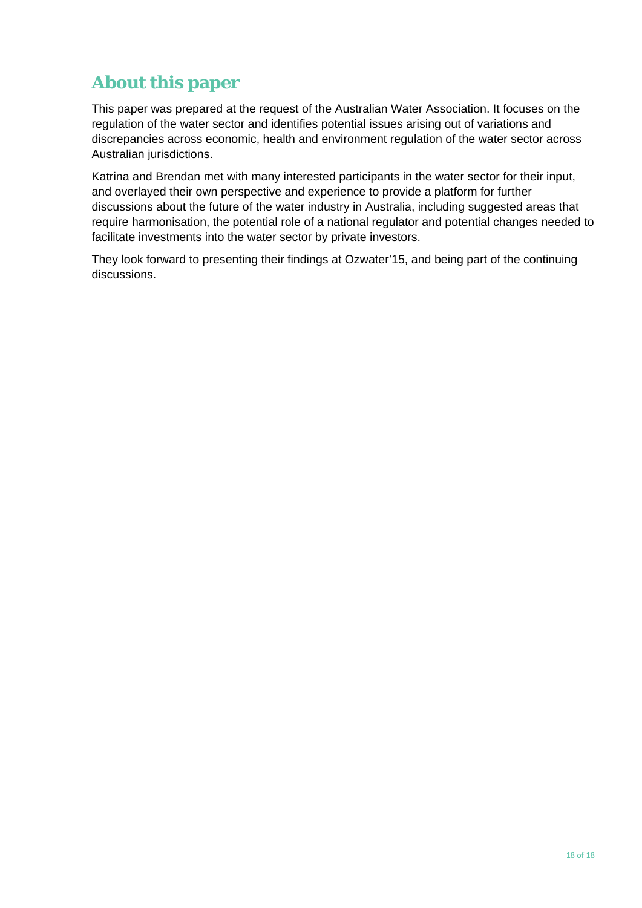# About this paper

This paper was prepared at the request of the Australian Water Association. It focuses on the regulation of the water sector and identifies potential issues arising out of variations and discrepancies across economic, health and environment regulation of the water sector across Australian jurisdictions.

Katrina and Brendan met with many interested participants in the water sector for their input, and overlayed their own perspective and experience to provide a platform for further discussions about the future of the water industry in Australia, including suggested areas that require harmonisation, the potential role of a national regulator and potential changes needed to facilitate investments into the water sector by private investors.

They look forward to presenting their findings at Ozwater'15, and being part of the continuing discussions.